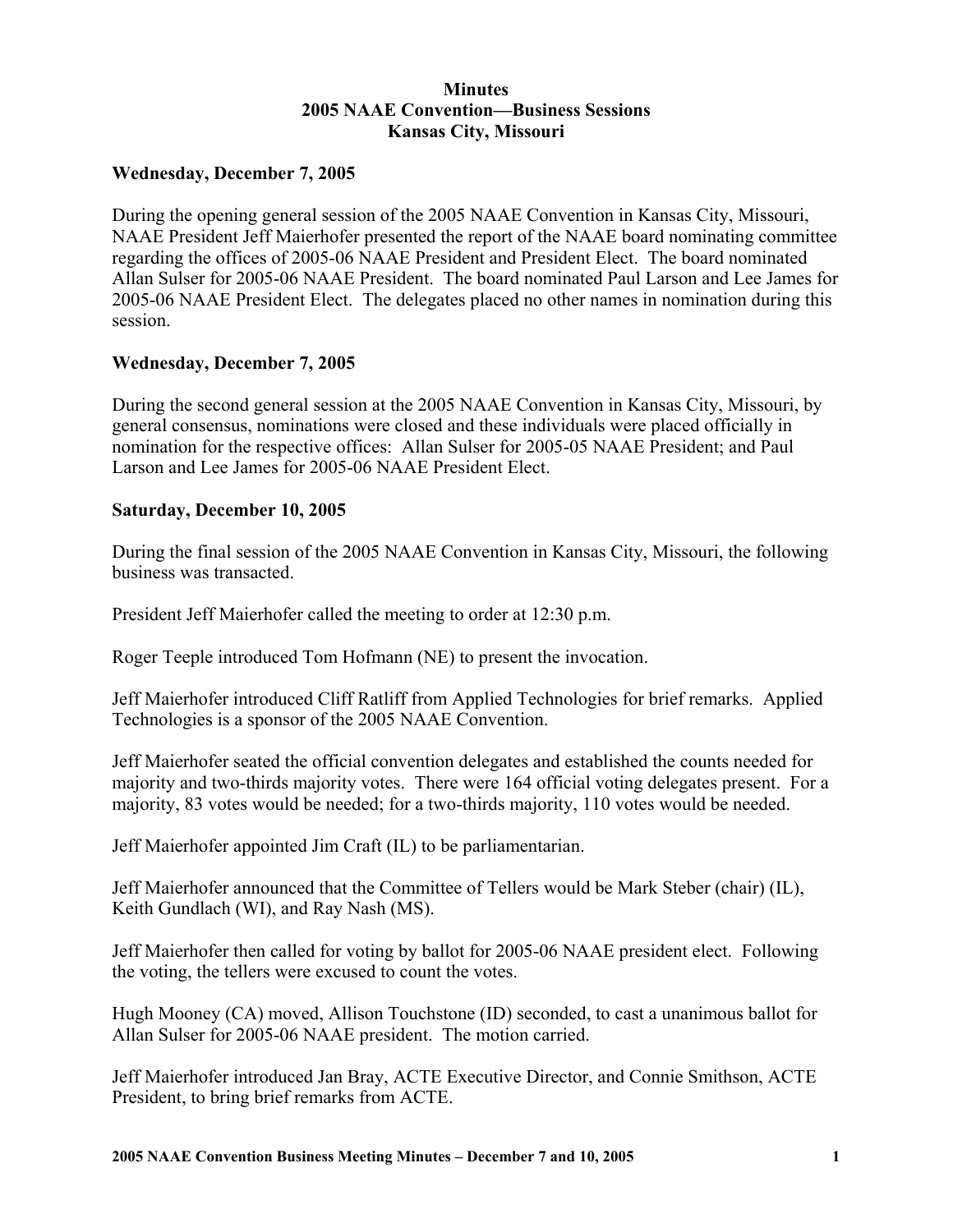# Minutes
## 2005 NAAE Convention—Business Sessions
## Kansas City, Missouri

**Wednesday, December 7, 2005**

During the opening general session of the 2005 NAAE Convention in Kansas City, Missouri, NAAE President Jeff Maierhofer presented the report of the NAAE board nominating committee regarding the offices of 2005-06 NAAE President and President Elect. The board nominated Allan Sulser for 2005-06 NAAE President. The board nominated Paul Larson and Lee James for 2005-06 NAAE President Elect. The delegates placed no other names in nomination during this session.

**Wednesday, December 7, 2005**

During the second general session at the 2005 NAAE Convention in Kansas City, Missouri, by general consensus, nominations were closed and these individuals were placed officially in nomination for the respective offices: Allan Sulser for 2005-05 NAAE President; and Paul Larson and Lee James for 2005-06 NAAE President Elect.

**Saturday, December 10, 2005**

During the final session of the 2005 NAAE Convention in Kansas City, Missouri, the following business was transacted.

President Jeff Maierhofer called the meeting to order at 12:30 p.m.

Roger Teeple introduced Tom Hofmann (NE) to present the invocation.

Jeff Maierhofer introduced Cliff Ratliff from Applied Technologies for brief remarks. Applied Technologies is a sponsor of the 2005 NAAE Convention.

Jeff Maierhofer seated the official convention delegates and established the counts needed for majority and two-thirds majority votes. There were 164 official voting delegates present. For a majority, 83 votes would be needed; for a two-thirds majority, 110 votes would be needed.

Jeff Maierhofer appointed Jim Craft (IL) to be parliamentarian.

Jeff Maierhofer announced that the Committee of Tellers would be Mark Steber (chair) (IL), Keith Gundlach (WI), and Ray Nash (MS).

Jeff Maierhofer then called for voting by ballot for 2005-06 NAAE president elect. Following the voting, the tellers were excused to count the votes.

Hugh Mooney (CA) moved, Allison Touchstone (ID) seconded, to cast a unanimous ballot for Allan Sulser for 2005-06 NAAE president. The motion carried.

Jeff Maierhofer introduced Jan Bray, ACTE Executive Director, and Connie Smithson, ACTE President, to bring brief remarks from ACTE.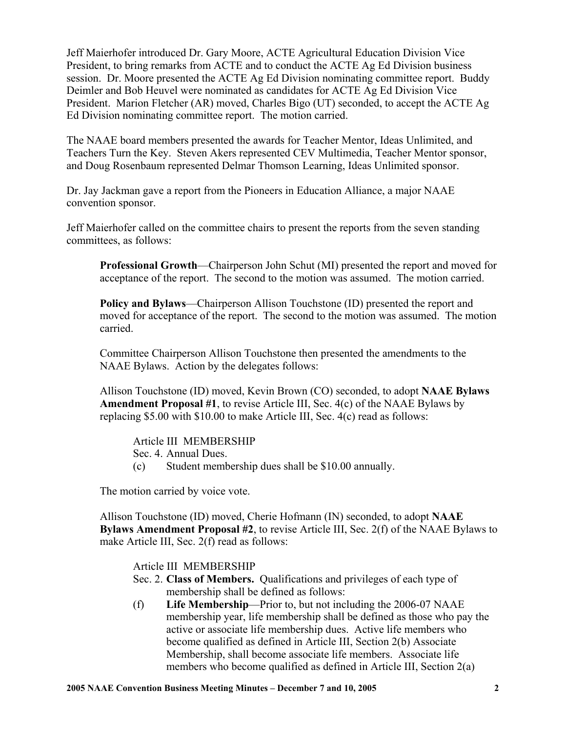Jeff Maierhofer introduced Dr. Gary Moore, ACTE Agricultural Education Division Vice President, to bring remarks from ACTE and to conduct the ACTE Ag Ed Division business session. Dr. Moore presented the ACTE Ag Ed Division nominating committee report. Buddy Deimler and Bob Heuvel were nominated as candidates for ACTE Ag Ed Division Vice President. Marion Fletcher (AR) moved, Charles Bigo (UT) seconded, to accept the ACTE Ag Ed Division nominating committee report. The motion carried.

The NAAE board members presented the awards for Teacher Mentor, Ideas Unlimited, and Teachers Turn the Key. Steven Akers represented CEV Multimedia, Teacher Mentor sponsor, and Doug Rosenbaum represented Delmar Thomson Learning, Ideas Unlimited sponsor.

Dr. Jay Jackman gave a report from the Pioneers in Education Alliance, a major NAAE convention sponsor.

Jeff Maierhofer called on the committee chairs to present the reports from the seven standing committees, as follows:

> **Professional Growth**—Chairperson John Schut (MI) presented the report and moved for acceptance of the report. The second to the motion was assumed. The motion carried.
>
> **Policy and Bylaws**—Chairperson Allison Touchstone (ID) presented the report and moved for acceptance of the report. The second to the motion was assumed. The motion carried.
>
> Committee Chairperson Allison Touchstone then presented the amendments to the NAAE Bylaws. Action by the delegates follows:
>
> Allison Touchstone (ID) moved, Kevin Brown (CO) seconded, to adopt **NAAE Bylaws Amendment Proposal #1**, to revise Article III, Sec. 4(c) of the NAAE Bylaws by replacing $5.00 with $10.00 to make Article III, Sec. 4(c) read as follows:
>
> > Article III MEMBERSHIP
> > Sec. 4. Annual Dues.
> > (c) Student membership dues shall be $10.00 annually.
>
> The motion carried by voice vote.
>
> Allison Touchstone (ID) moved, Cherie Hofmann (IN) seconded, to adopt **NAAE Bylaws Amendment Proposal #2**, to revise Article III, Sec. 2(f) of the NAAE Bylaws to make Article III, Sec. 2(f) read as follows:
>
> > Article III MEMBERSHIP
> > Sec. 2. **Class of Members.** Qualifications and privileges of each type of membership shall be defined as follows:
> > (f) **Life Membership**—Prior to, but not including the 2006-07 NAAE membership year, life membership shall be defined as those who pay the active or associate life membership dues. Active life members who become qualified as defined in Article III, Section 2(b) Associate Membership, shall become associate life members. Associate life members who become qualified as defined in Article III, Section 2(a)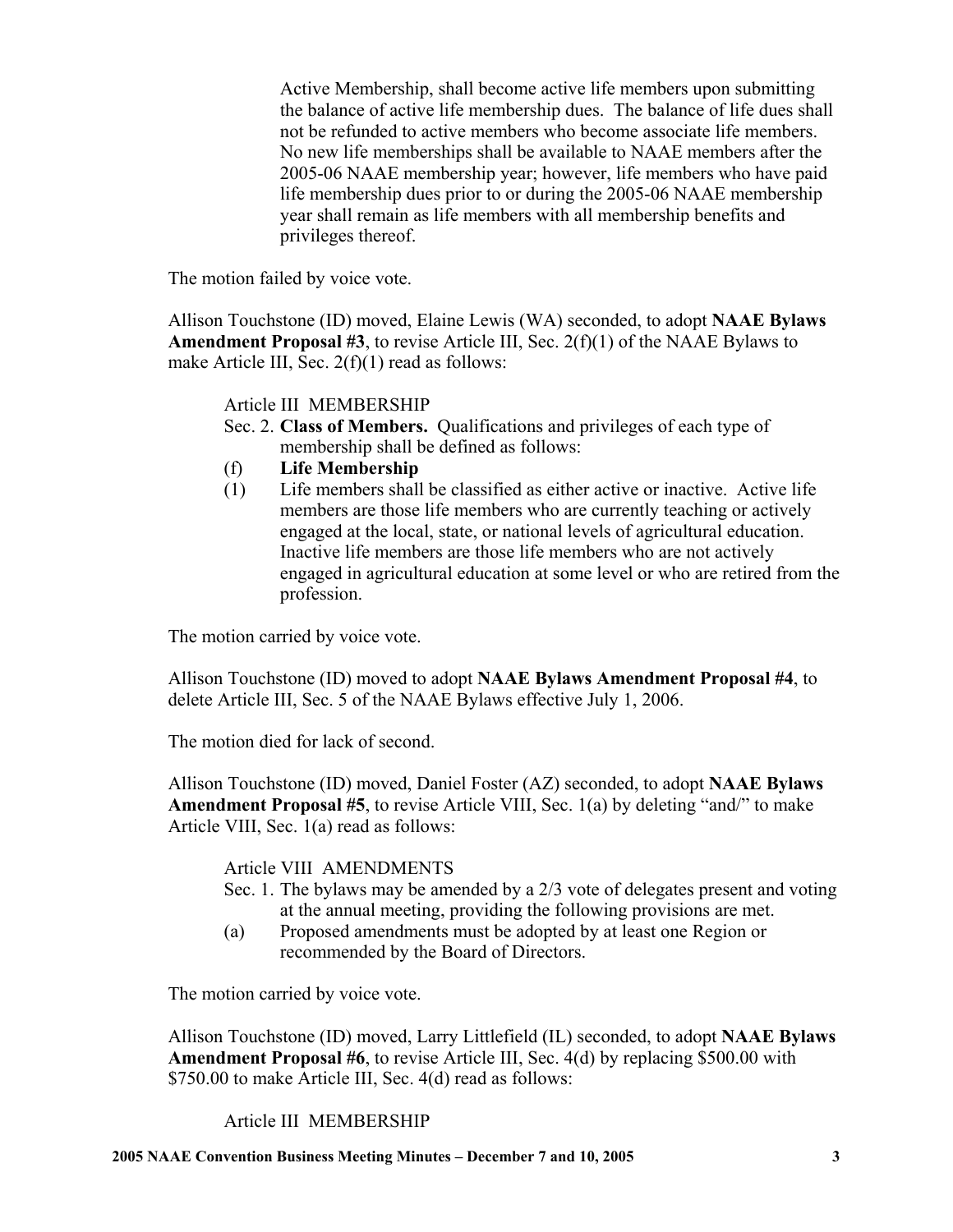Active Membership, shall become active life members upon submitting the balance of active life membership dues. The balance of life dues shall not be refunded to active members who become associate life members. No new life memberships shall be available to NAAE members after the 2005-06 NAAE membership year; however, life members who have paid life membership dues prior to or during the 2005-06 NAAE membership year shall remain as life members with all membership benefits and privileges thereof.

The motion failed by voice vote.

Allison Touchstone (ID) moved, Elaine Lewis (WA) seconded, to adopt **NAAE Bylaws Amendment Proposal #3**, to revise Article III, Sec. 2(f)(1) of the NAAE Bylaws to make Article III, Sec. 2(f)(1) read as follows:

> Article III MEMBERSHIP
>
> Sec. 2. **Class of Members.** Qualifications and privileges of each type of membership shall be defined as follows:
>
> (f) **Life Membership**
>
> (1) Life members shall be classified as either active or inactive. Active life members are those life members who are currently teaching or actively engaged at the local, state, or national levels of agricultural education. Inactive life members are those life members who are not actively engaged in agricultural education at some level or who are retired from the profession.

The motion carried by voice vote.

Allison Touchstone (ID) moved to adopt **NAAE Bylaws Amendment Proposal #4**, to delete Article III, Sec. 5 of the NAAE Bylaws effective July 1, 2006.

The motion died for lack of second.

Allison Touchstone (ID) moved, Daniel Foster (AZ) seconded, to adopt **NAAE Bylaws Amendment Proposal #5**, to revise Article VIII, Sec. 1(a) by deleting "and/" to make Article VIII, Sec. 1(a) read as follows:

> Article VIII AMENDMENTS
>
> Sec. 1. The bylaws may be amended by a 2/3 vote of delegates present and voting at the annual meeting, providing the following provisions are met.
>
> (a) Proposed amendments must be adopted by at least one Region or recommended by the Board of Directors.

The motion carried by voice vote.

Allison Touchstone (ID) moved, Larry Littlefield (IL) seconded, to adopt **NAAE Bylaws Amendment Proposal #6**, to revise Article III, Sec. 4(d) by replacing $500.00 with $750.00 to make Article III, Sec. 4(d) read as follows:

> Article III MEMBERSHIP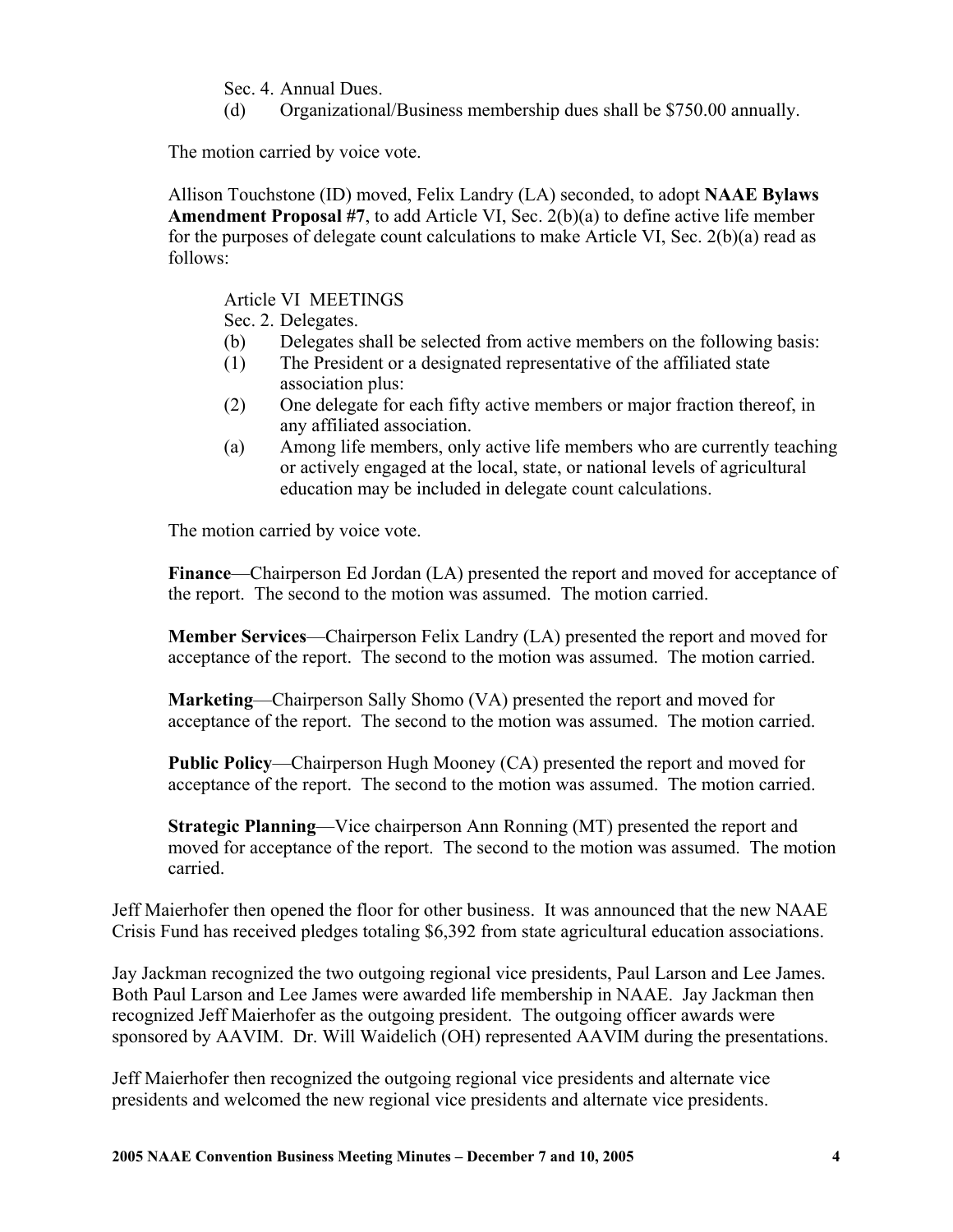Sec. 4. Annual Dues.

(d) Organizational/Business membership dues shall be $750.00 annually.

The motion carried by voice vote.

Allison Touchstone (ID) moved, Felix Landry (LA) seconded, to adopt **NAAE Bylaws Amendment Proposal #7**, to add Article VI, Sec. 2(b)(a) to define active life member for the purposes of delegate count calculations to make Article VI, Sec. 2(b)(a) read as follows:

Article VI MEETINGS

Sec. 2. Delegates.

(b) Delegates shall be selected from active members on the following basis:

(1) The President or a designated representative of the affiliated state association plus:

(2) One delegate for each fifty active members or major fraction thereof, in any affiliated association.

(a) Among life members, only active life members who are currently teaching or actively engaged at the local, state, or national levels of agricultural education may be included in delegate count calculations.

The motion carried by voice vote.

**Finance**—Chairperson Ed Jordan (LA) presented the report and moved for acceptance of the report. The second to the motion was assumed. The motion carried.

**Member Services**—Chairperson Felix Landry (LA) presented the report and moved for acceptance of the report. The second to the motion was assumed. The motion carried.

**Marketing**—Chairperson Sally Shomo (VA) presented the report and moved for acceptance of the report. The second to the motion was assumed. The motion carried.

**Public Policy**—Chairperson Hugh Mooney (CA) presented the report and moved for acceptance of the report. The second to the motion was assumed. The motion carried.

**Strategic Planning**—Vice chairperson Ann Ronning (MT) presented the report and moved for acceptance of the report. The second to the motion was assumed. The motion carried.

Jeff Maierhofer then opened the floor for other business. It was announced that the new NAAE Crisis Fund has received pledges totaling $6,392 from state agricultural education associations.

Jay Jackman recognized the two outgoing regional vice presidents, Paul Larson and Lee James. Both Paul Larson and Lee James were awarded life membership in NAAE. Jay Jackman then recognized Jeff Maierhofer as the outgoing president. The outgoing officer awards were sponsored by AAVIM. Dr. Will Waidelich (OH) represented AAVIM during the presentations.

Jeff Maierhofer then recognized the outgoing regional vice presidents and alternate vice presidents and welcomed the new regional vice presidents and alternate vice presidents.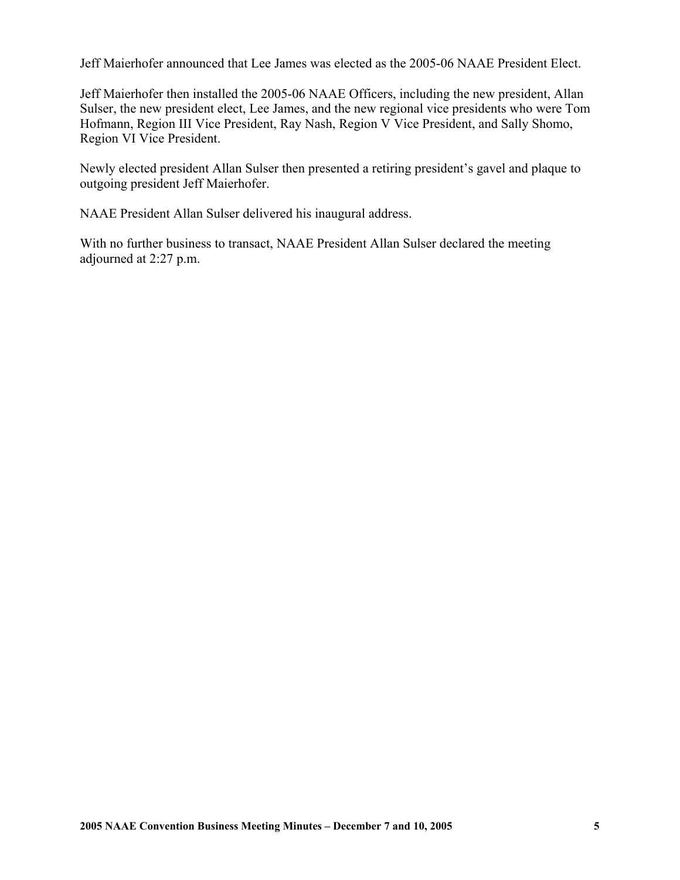Jeff Maierhofer announced that Lee James was elected as the 2005-06 NAAE President Elect.

Jeff Maierhofer then installed the 2005-06 NAAE Officers, including the new president, Allan Sulser, the new president elect, Lee James, and the new regional vice presidents who were Tom Hofmann, Region III Vice President, Ray Nash, Region V Vice President, and Sally Shomo, Region VI Vice President.

Newly elected president Allan Sulser then presented a retiring president's gavel and plaque to outgoing president Jeff Maierhofer.

NAAE President Allan Sulser delivered his inaugural address.

With no further business to transact, NAAE President Allan Sulser declared the meeting adjourned at 2:27 p.m.